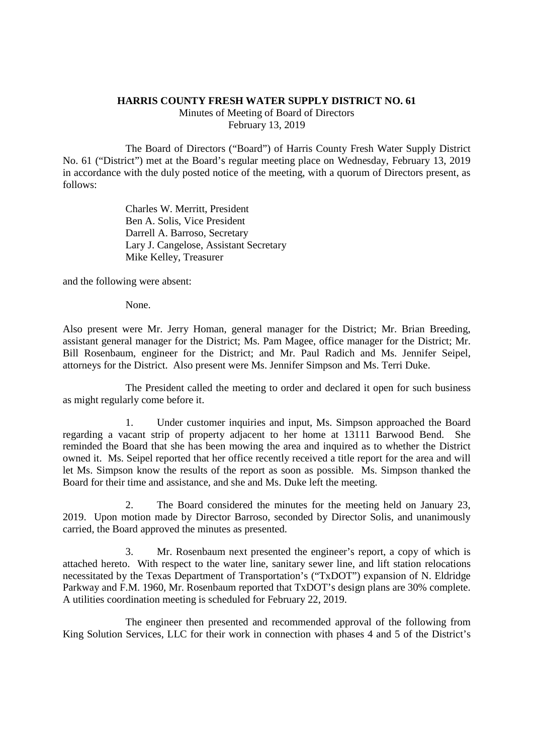**HARRIS COUNTY FRESH WATER SUPPLY DISTRICT NO. 61**

Minutes of Meeting of Board of Directors

February 13, 2019

The Board of Directors ("Board") of Harris County Fresh Water Supply District No. 61 ("District") met at the Board's regular meeting place on Wednesday, February 13, 2019 in accordance with the duly posted notice of the meeting, with a quorum of Directors present, as follows:

Charles W. Merritt, President
Ben A. Solis, Vice President
Darrell A. Barroso, Secretary
Lary J. Cangelose, Assistant Secretary
Mike Kelley, Treasurer

and the following were absent:

None.

Also present were Mr. Jerry Homan, general manager for the District; Mr. Brian Breeding, assistant general manager for the District; Ms. Pam Magee, office manager for the District; Mr. Bill Rosenbaum, engineer for the District; and Mr. Paul Radich and Ms. Jennifer Seipel, attorneys for the District. Also present were Ms. Jennifer Simpson and Ms. Terri Duke.

The President called the meeting to order and declared it open for such business as might regularly come before it.

1. Under customer inquiries and input, Ms. Simpson approached the Board regarding a vacant strip of property adjacent to her home at 13111 Barwood Bend. She reminded the Board that she has been mowing the area and inquired as to whether the District owned it. Ms. Seipel reported that her office recently received a title report for the area and will let Ms. Simpson know the results of the report as soon as possible. Ms. Simpson thanked the Board for their time and assistance, and she and Ms. Duke left the meeting.

2. The Board considered the minutes for the meeting held on January 23, 2019. Upon motion made by Director Barroso, seconded by Director Solis, and unanimously carried, the Board approved the minutes as presented.

3. Mr. Rosenbaum next presented the engineer's report, a copy of which is attached hereto. With respect to the water line, sanitary sewer line, and lift station relocations necessitated by the Texas Department of Transportation's ("TxDOT") expansion of N. Eldridge Parkway and F.M. 1960, Mr. Rosenbaum reported that TxDOT's design plans are 30% complete. A utilities coordination meeting is scheduled for February 22, 2019.

The engineer then presented and recommended approval of the following from King Solution Services, LLC for their work in connection with phases 4 and 5 of the District's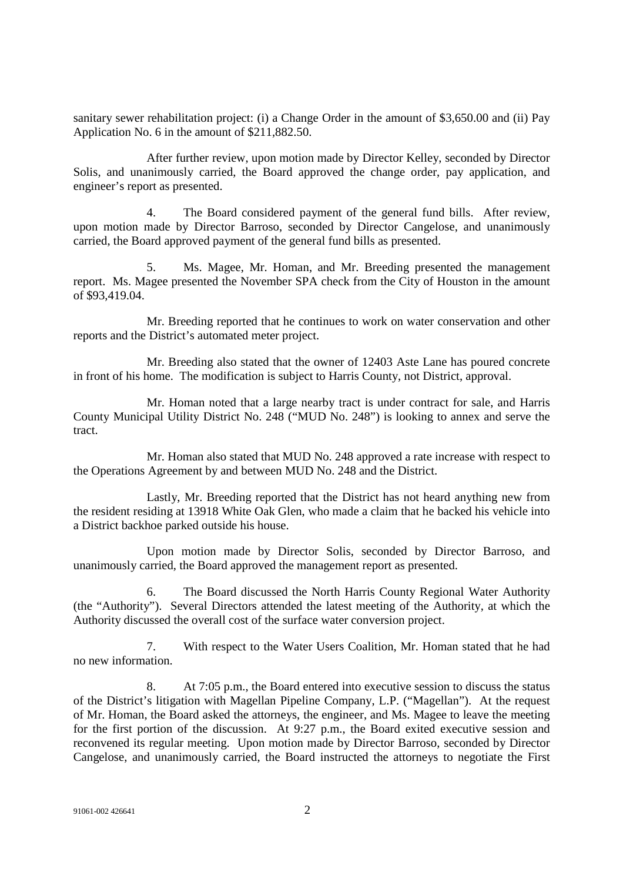sanitary sewer rehabilitation project: (i) a Change Order in the amount of $3,650.00 and (ii) Pay Application No. 6 in the amount of $211,882.50.

After further review, upon motion made by Director Kelley, seconded by Director Solis, and unanimously carried, the Board approved the change order, pay application, and engineer's report as presented.

4. The Board considered payment of the general fund bills. After review, upon motion made by Director Barroso, seconded by Director Cangelose, and unanimously carried, the Board approved payment of the general fund bills as presented.

5. Ms. Magee, Mr. Homan, and Mr. Breeding presented the management report. Ms. Magee presented the November SPA check from the City of Houston in the amount of $93,419.04.

Mr. Breeding reported that he continues to work on water conservation and other reports and the District's automated meter project.

Mr. Breeding also stated that the owner of 12403 Aste Lane has poured concrete in front of his home. The modification is subject to Harris County, not District, approval.

Mr. Homan noted that a large nearby tract is under contract for sale, and Harris County Municipal Utility District No. 248 ("MUD No. 248") is looking to annex and serve the tract.

Mr. Homan also stated that MUD No. 248 approved a rate increase with respect to the Operations Agreement by and between MUD No. 248 and the District.

Lastly, Mr. Breeding reported that the District has not heard anything new from the resident residing at 13918 White Oak Glen, who made a claim that he backed his vehicle into a District backhoe parked outside his house.

Upon motion made by Director Solis, seconded by Director Barroso, and unanimously carried, the Board approved the management report as presented.

6. The Board discussed the North Harris County Regional Water Authority (the "Authority"). Several Directors attended the latest meeting of the Authority, at which the Authority discussed the overall cost of the surface water conversion project.

7. With respect to the Water Users Coalition, Mr. Homan stated that he had no new information.

8. At 7:05 p.m., the Board entered into executive session to discuss the status of the District's litigation with Magellan Pipeline Company, L.P. ("Magellan"). At the request of Mr. Homan, the Board asked the attorneys, the engineer, and Ms. Magee to leave the meeting for the first portion of the discussion. At 9:27 p.m., the Board exited executive session and reconvened its regular meeting. Upon motion made by Director Barroso, seconded by Director Cangelose, and unanimously carried, the Board instructed the attorneys to negotiate the First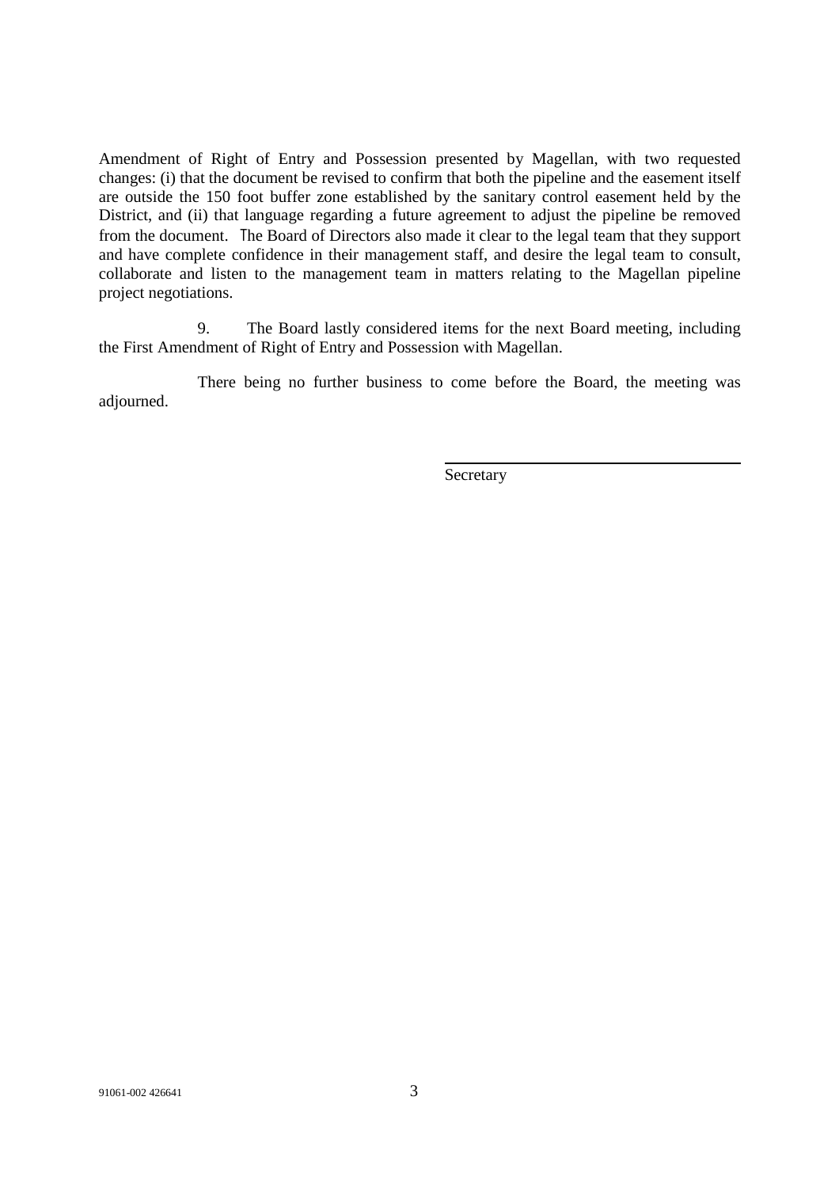Amendment of Right of Entry and Possession presented by Magellan, with two requested changes: (i) that the document be revised to confirm that both the pipeline and the easement itself are outside the 150 foot buffer zone established by the sanitary control easement held by the District, and (ii) that language regarding a future agreement to adjust the pipeline be removed from the document. The Board of Directors also made it clear to the legal team that they support and have complete confidence in their management staff, and desire the legal team to consult, collaborate and listen to the management team in matters relating to the Magellan pipeline project negotiations.

9. The Board lastly considered items for the next Board meeting, including the First Amendment of Right of Entry and Possession with Magellan.

There being no further business to come before the Board, the meeting was adjourned.

\_\_\_\_\_\_\_\_\_\_\_\_\_\_\_\_\_\_\_\_\_\_\_\_\_\_\_\_\_\_\_\_\_\_\_\_

Secretary

91061-002 426641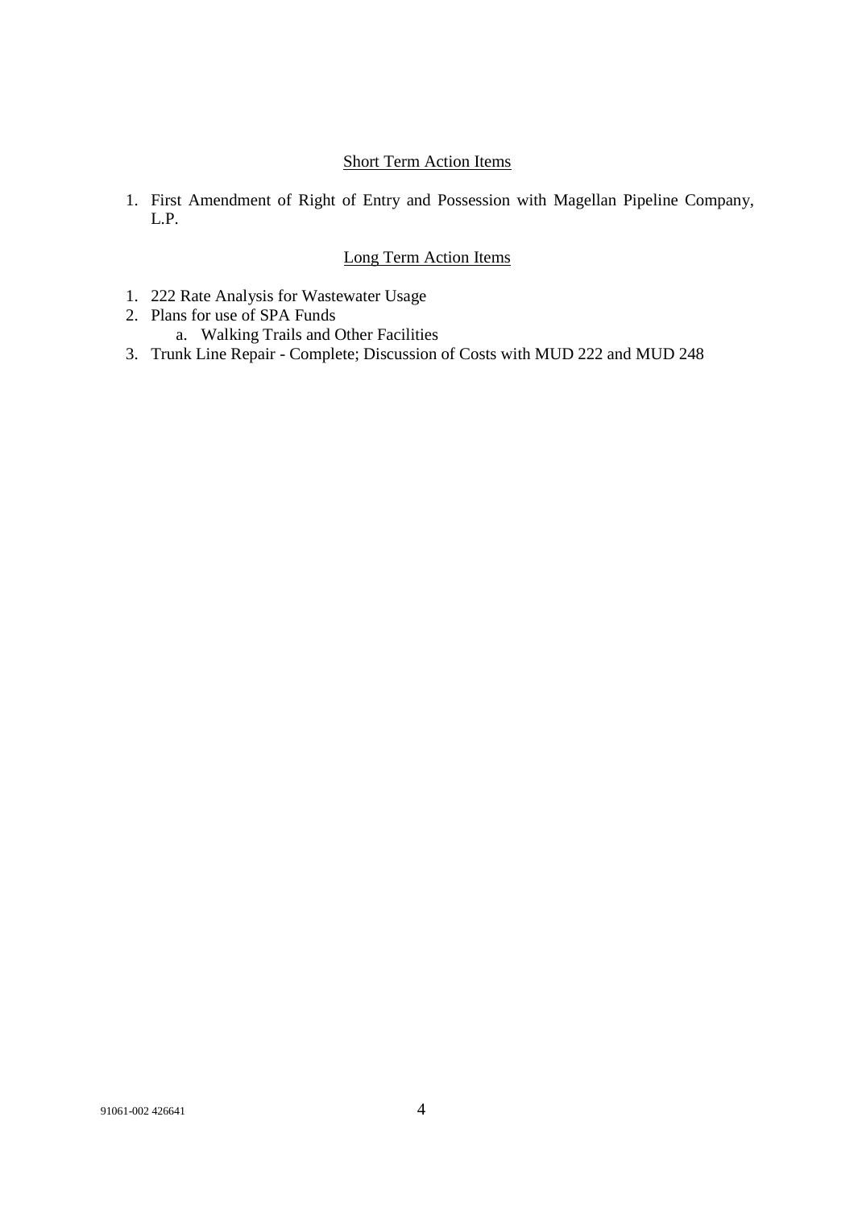## Short Term Action Items

1. First Amendment of Right of Entry and Possession with Magellan Pipeline Company, L.P.

## Long Term Action Items

1. 222 Rate Analysis for Wastewater Usage
2. Plans for use of SPA Funds
   a. Walking Trails and Other Facilities
3. Trunk Line Repair - Complete; Discussion of Costs with MUD 222 and MUD 248

91061-002 426641